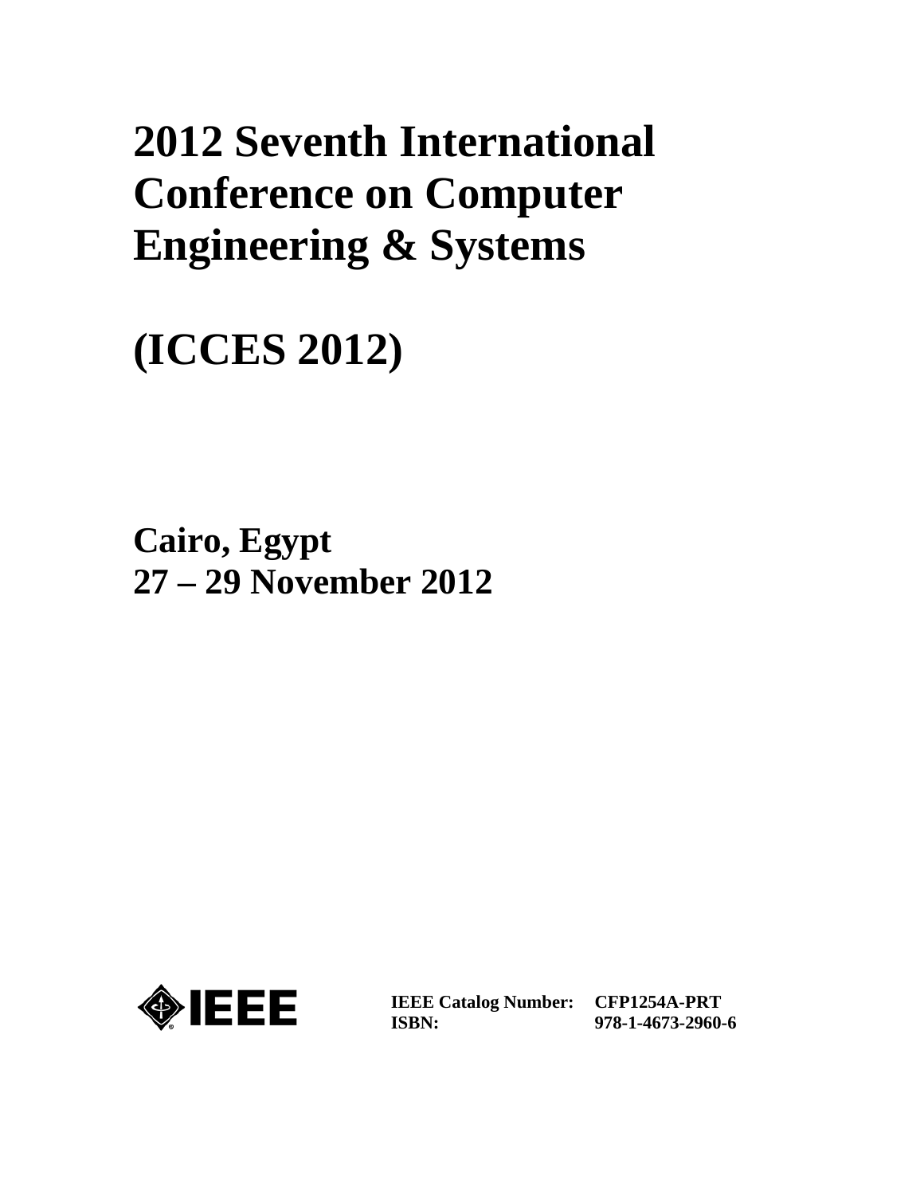# 2012 Seventh International Conference on Computer Engineering & Systems

# (ICCES 2012)

**Cairo, Egypt**
**27 – 29 November 2012**

IEEE

| | |
|---|---|
| **IEEE Catalog Number:** | **CFP1254A-PRT** |
| **ISBN:** | **978-1-4673-2960-6** |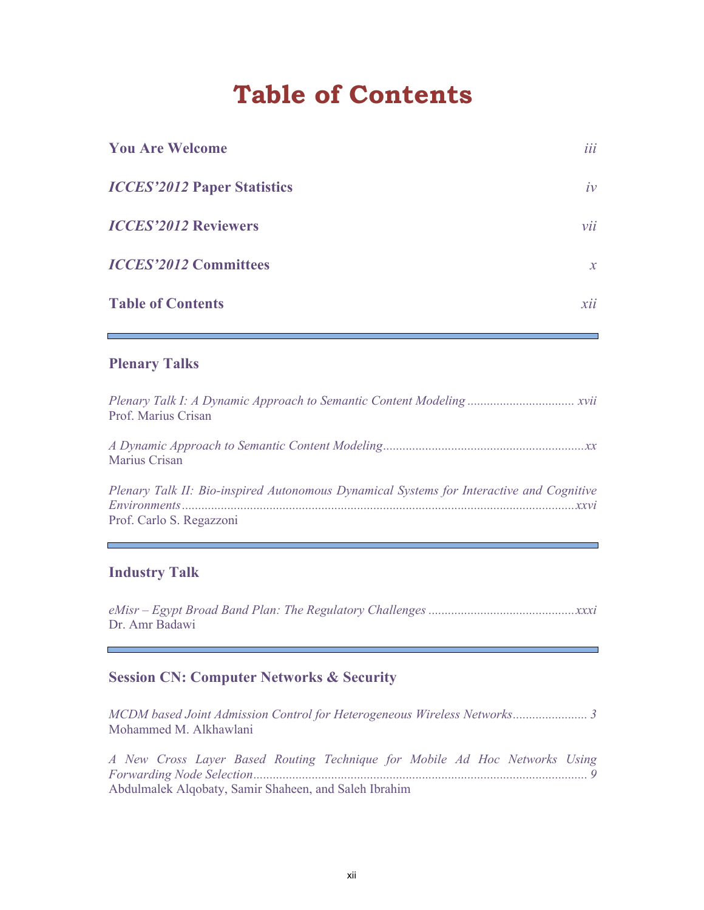# Table of Contents

**You Are Welcome** *iii*

***ICCES'2012* Paper Statistics** *iv*

***ICCES'2012* Reviewers** *vii*

***ICCES'2012* Committees** *x*

**Table of Contents** *xii*

---

## Plenary Talks

*Plenary Talk I: A Dynamic Approach to Semantic Content Modeling* ................................ *xvii*
Prof. Marius Crisan

*A Dynamic Approach to Semantic Content Modeling*............................................................*xx*
Marius Crisan

*Plenary Talk II: Bio-inspired Autonomous Dynamical Systems for Interactive and Cognitive Environments*........................................................................................................................*xxvi*
Prof. Carlo S. Regazzoni

---

## Industry Talk

*eMisr – Egypt Broad Band Plan: The Regulatory Challenges* ............................................*xxxi*
Dr. Amr Badawi

---

## Session CN: Computer Networks & Security

*MCDM based Joint Admission Control for Heterogeneous Wireless Networks*....................... *3*
Mohammed M. Alkhawlani

*A New Cross Layer Based Routing Technique for Mobile Ad Hoc Networks Using Forwarding Node Selection*...................................................................................................... *9*
Abdulmalek Alqobaty, Samir Shaheen, and Saleh Ibrahim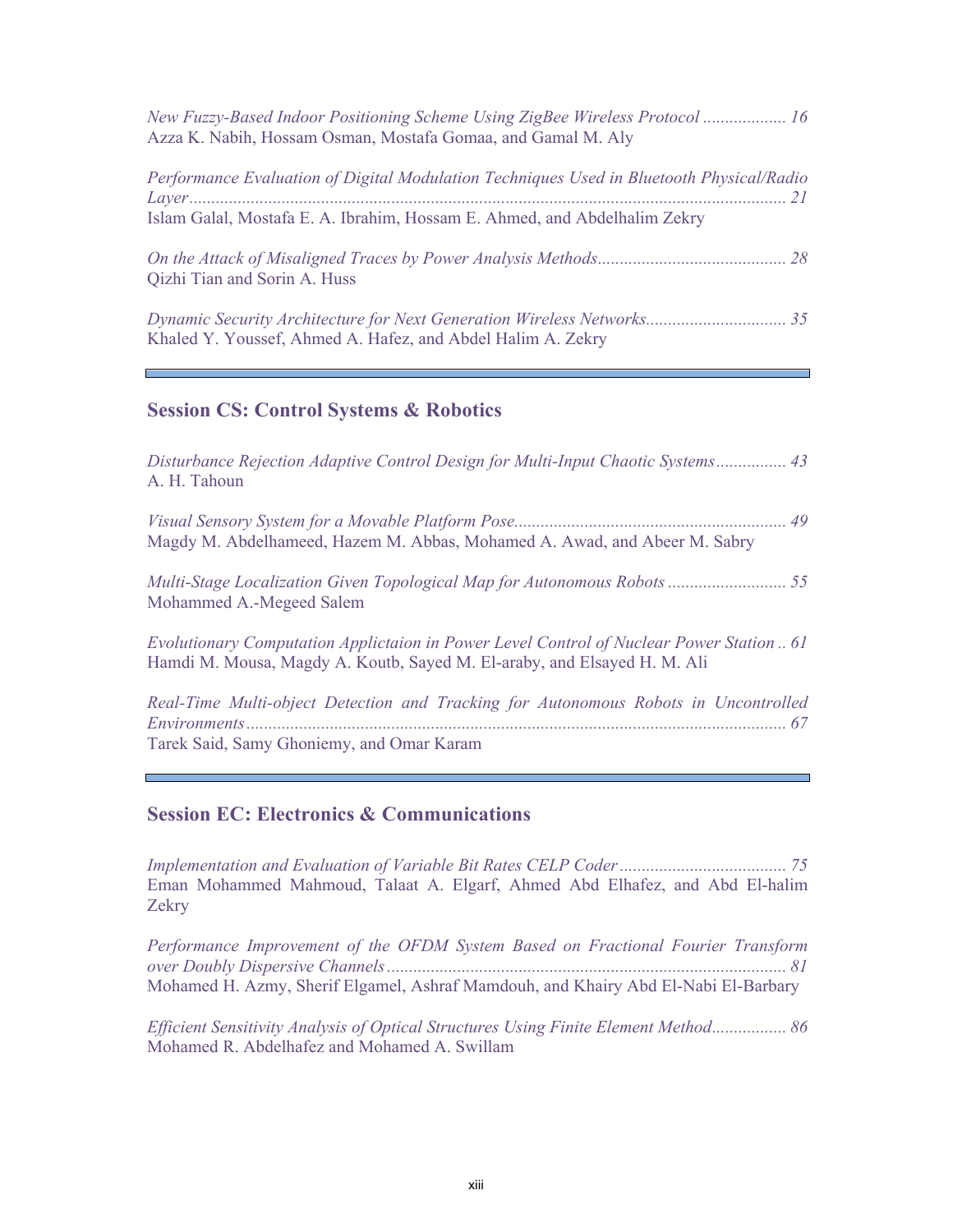*New Fuzzy-Based Indoor Positioning Scheme Using ZigBee Wireless Protocol* .................. 16
Azza K. Nabih, Hossam Osman, Mostafa Gomaa, and Gamal M. Aly

*Performance Evaluation of Digital Modulation Techniques Used in Bluetooth Physical/Radio Layer*....................................................................................................................... 21
Islam Galal, Mostafa E. A. Ibrahim, Hossam E. Ahmed, and Abdelhalim Zekry

*On the Attack of Misaligned Traces by Power Analysis Methods*.......................................... 28
Qizhi Tian and Sorin A. Huss

*Dynamic Security Architecture for Next Generation Wireless Networks*............................... 35
Khaled Y. Youssef, Ahmed A. Hafez, and Abdel Halim A. Zekry

## Session CS: Control Systems & Robotics

*Disturbance Rejection Adaptive Control Design for Multi-Input Chaotic Systems*................ 43
A. H. Tahoun

*Visual Sensory System for a Movable Platform Pose*............................................................. 49
Magdy M. Abdelhameed, Hazem M. Abbas, Mohamed A. Awad, and Abeer M. Sabry

*Multi-Stage Localization Given Topological Map for Autonomous Robots* ........................... 55
Mohammed A.-Megeed Salem

*Evolutionary Computation Applictaion in Power Level Control of Nuclear Power Station* .. 61
Hamdi M. Mousa, Magdy A. Koutb, Sayed M. El-araby, and Elsayed H. M. Ali

*Real-Time Multi-object Detection and Tracking for Autonomous Robots in Uncontrolled Environments*.......................................................................................................... 67
Tarek Said, Samy Ghoniemy, and Omar Karam

## Session EC: Electronics & Communications

*Implementation and Evaluation of Variable Bit Rates CELP Coder* ...................................... 75
Eman Mohammed Mahmoud, Talaat A. Elgarf, Ahmed Abd Elhafez, and Abd El-halim Zekry

*Performance Improvement of the OFDM System Based on Fractional Fourier Transform over Doubly Dispersive Channels*........................................................................................... 81
Mohamed H. Azmy, Sherif Elgamel, Ashraf Mamdouh, and Khairy Abd El-Nabi El-Barbary

*Efficient Sensitivity Analysis of Optical Structures Using Finite Element Method*................. 86
Mohamed R. Abdelhafez and Mohamed A. Swillam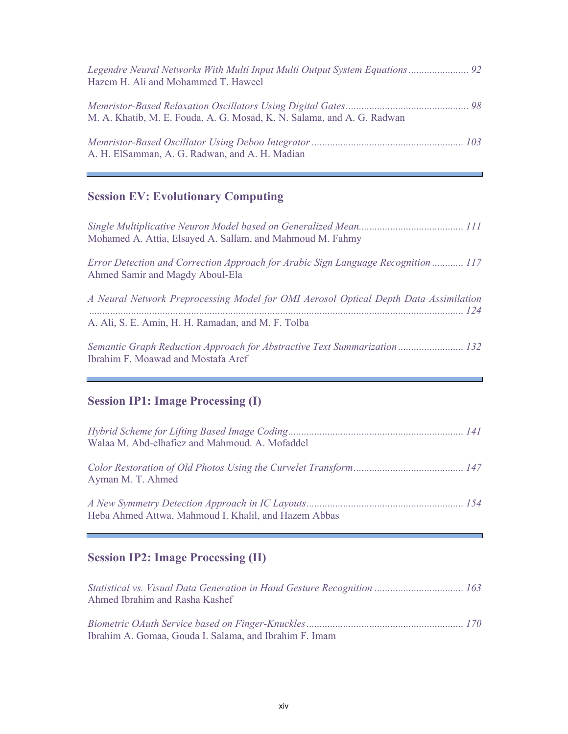*Legendre Neural Networks With Multi Input Multi Output System Equations* ....................... 92
Hazem H. Ali and Mohammed T. Haweel

*Memristor-Based Relaxation Oscillators Using Digital Gates* ............................................... 98
M. A. Khatib, M. E. Fouda, A. G. Mosad, K. N. Salama, and A. G. Radwan

*Memristor-Based Oscillator Using Deboo Integrator* ......................................................... 103
A. H. ElSamman, A. G. Radwan, and A. H. Madian

---

## Session EV: Evolutionary Computing

*Single Multiplicative Neuron Model based on Generalized Mean*........................................ 111
Mohamed A. Attia, Elsayed A. Sallam, and Mahmoud M. Fahmy

*Error Detection and Correction Approach for Arabic Sign Language Recognition* ............ 117
Ahmed Samir and Magdy Aboul-Ela

*A Neural Network Preprocessing Model for OMI Aerosol Optical Depth Data Assimilation* ............................................................................................................................... 124
A. Ali, S. E. Amin, H. H. Ramadan, and M. F. Tolba

*Semantic Graph Reduction Approach for Abstractive Text Summarization* ......................... 132
Ibrahim F. Moawad and Mostafa Aref

---

## Session IP1: Image Processing (I)

*Hybrid Scheme for Lifting Based Image Coding*.................................................................. 141
Walaa M. Abd-elhafiez and Mahmoud. A. Mofaddel

*Color Restoration of Old Photos Using the Curvelet Transform*.......................................... 147
Ayman M. T. Ahmed

*A New Symmetry Detection Approach in IC Layouts*........................................................... 154
Heba Ahmed Attwa, Mahmoud I. Khalil, and Hazem Abbas

---

## Session IP2: Image Processing (II)

*Statistical vs. Visual Data Generation in Hand Gesture Recognition* ................................. 163
Ahmed Ibrahim and Rasha Kashef

*Biometric OAuth Service based on Finger-Knuckles*............................................................ 170
Ibrahim A. Gomaa, Gouda I. Salama, and Ibrahim F. Imam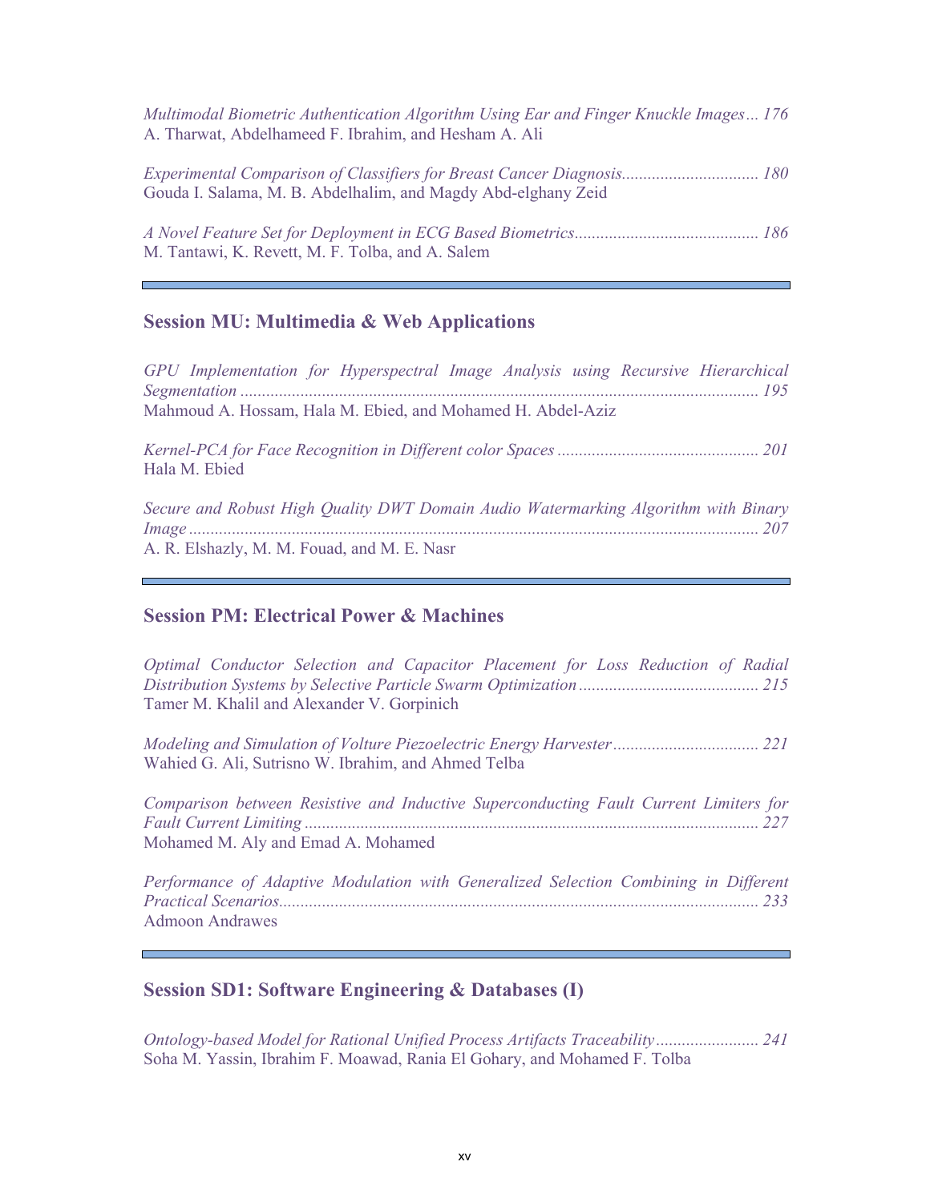*Multimodal Biometric Authentication Algorithm Using Ear and Finger Knuckle Images* ... 176
A. Tharwat, Abdelhameed F. Ibrahim, and Hesham A. Ali

*Experimental Comparison of Classifiers for Breast Cancer Diagnosis* ................................ 180
Gouda I. Salama, M. B. Abdelhalim, and Magdy Abd-elghany Zeid

*A Novel Feature Set for Deployment in ECG Based Biometrics* ........................................... 186
M. Tantawi, K. Revett, M. F. Tolba, and A. Salem

---

## Session MU: Multimedia & Web Applications

*GPU Implementation for Hyperspectral Image Analysis using Recursive Hierarchical Segmentation* ........................................................................................................................ 195
Mahmoud A. Hossam, Hala M. Ebied, and Mohamed H. Abdel-Aziz

*Kernel-PCA for Face Recognition in Different color Spaces* ............................................... 201
Hala M. Ebied

*Secure and Robust High Quality DWT Domain Audio Watermarking Algorithm with Binary Image* ..................................................................................................................................... 207
A. R. Elshazly, M. M. Fouad, and M. E. Nasr

---

## Session PM: Electrical Power & Machines

*Optimal Conductor Selection and Capacitor Placement for Loss Reduction of Radial Distribution Systems by Selective Particle Swarm Optimization* .......................................... 215
Tamer M. Khalil and Alexander V. Gorpinich

*Modeling and Simulation of Volture Piezoelectric Energy Harvester* .................................. 221
Wahied G. Ali, Sutrisno W. Ibrahim, and Ahmed Telba

*Comparison between Resistive and Inductive Superconducting Fault Current Limiters for Fault Current Limiting* .......................................................................................................... 227
Mohamed M. Aly and Emad A. Mohamed

*Performance of Adaptive Modulation with Generalized Selection Combining in Different Practical Scenarios*................................................................................................................. 233
Admoon Andrawes

---

## Session SD1: Software Engineering & Databases (I)

*Ontology-based Model for Rational Unified Process Artifacts Traceability* ........................ 241
Soha M. Yassin, Ibrahim F. Moawad, Rania El Gohary, and Mohamed F. Tolba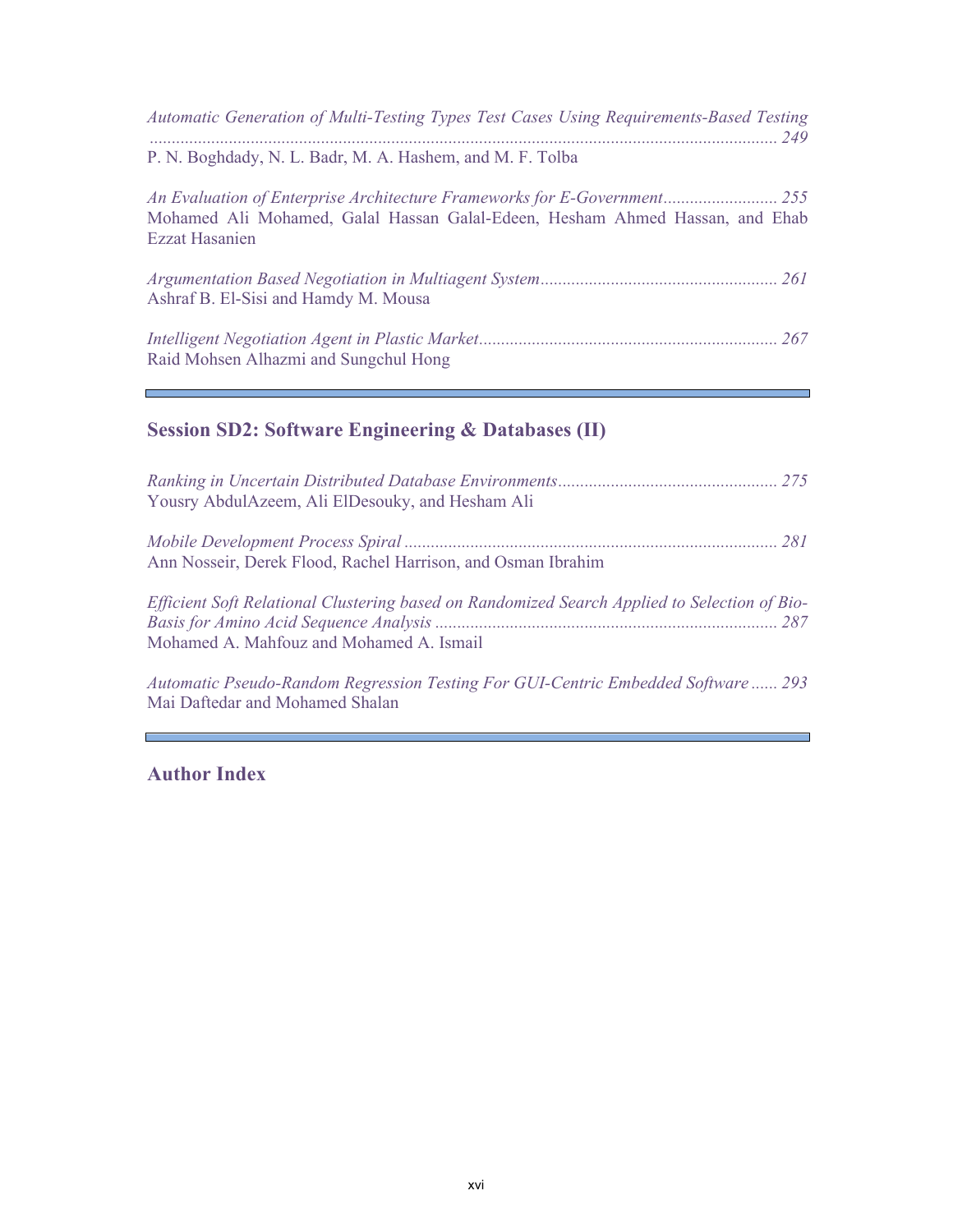*Automatic Generation of Multi-Testing Types Test Cases Using Requirements-Based Testing* ........ *249*
P. N. Boghdady, N. L. Badr, M. A. Hashem, and M. F. Tolba

*An Evaluation of Enterprise Architecture Frameworks for E-Government*........ *255*
Mohamed Ali Mohamed, Galal Hassan Galal-Edeen, Hesham Ahmed Hassan, and Ehab Ezzat Hasanien

*Argumentation Based Negotiation in Multiagent System*........ *261*
Ashraf B. El-Sisi and Hamdy M. Mousa

*Intelligent Negotiation Agent in Plastic Market*........ *267*
Raid Mohsen Alhazmi and Sungchul Hong

---

## Session SD2: Software Engineering & Databases (II)

*Ranking in Uncertain Distributed Database Environments*........ *275*
Yousry AbdulAzeem, Ali ElDesouky, and Hesham Ali

*Mobile Development Process Spiral* ........ *281*
Ann Nosseir, Derek Flood, Rachel Harrison, and Osman Ibrahim

*Efficient Soft Relational Clustering based on Randomized Search Applied to Selection of Bio-Basis for Amino Acid Sequence Analysis* ........ *287*
Mohamed A. Mahfouz and Mohamed A. Ismail

*Automatic Pseudo-Random Regression Testing For GUI-Centric Embedded Software* ...... *293*
Mai Daftedar and Mohamed Shalan

---

## Author Index